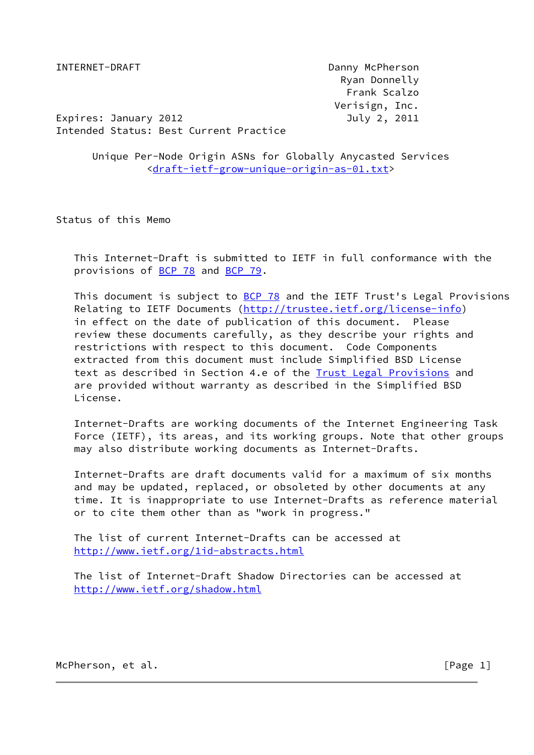INTERNET-DRAFT                                    Danny McPherson
                                                    Ryan Donnelly
                                                     Frank Scalzo
                                                   Verisign, Inc.
Expires: January 2012                                July 2, 2011
Intended Status: Best Current Practice

# Unique Per-Node Origin ASNs for Globally Anycasted Services

<draft-ietf-grow-unique-origin-as-01.txt>

## Status of this Memo

This Internet-Draft is submitted to IETF in full conformance with the provisions of BCP 78 and BCP 79.

This document is subject to BCP 78 and the IETF Trust's Legal Provisions Relating to IETF Documents (http://trustee.ietf.org/license-info) in effect on the date of publication of this document. Please review these documents carefully, as they describe your rights and restrictions with respect to this document. Code Components extracted from this document must include Simplified BSD License text as described in Section 4.e of the Trust Legal Provisions and are provided without warranty as described in the Simplified BSD License.

Internet-Drafts are working documents of the Internet Engineering Task Force (IETF), its areas, and its working groups. Note that other groups may also distribute working documents as Internet-Drafts.

Internet-Drafts are draft documents valid for a maximum of six months and may be updated, replaced, or obsoleted by other documents at any time. It is inappropriate to use Internet-Drafts as reference material or to cite them other than as "work in progress."

The list of current Internet-Drafts can be accessed at http://www.ietf.org/1id-abstracts.html

The list of Internet-Draft Shadow Directories can be accessed at http://www.ietf.org/shadow.html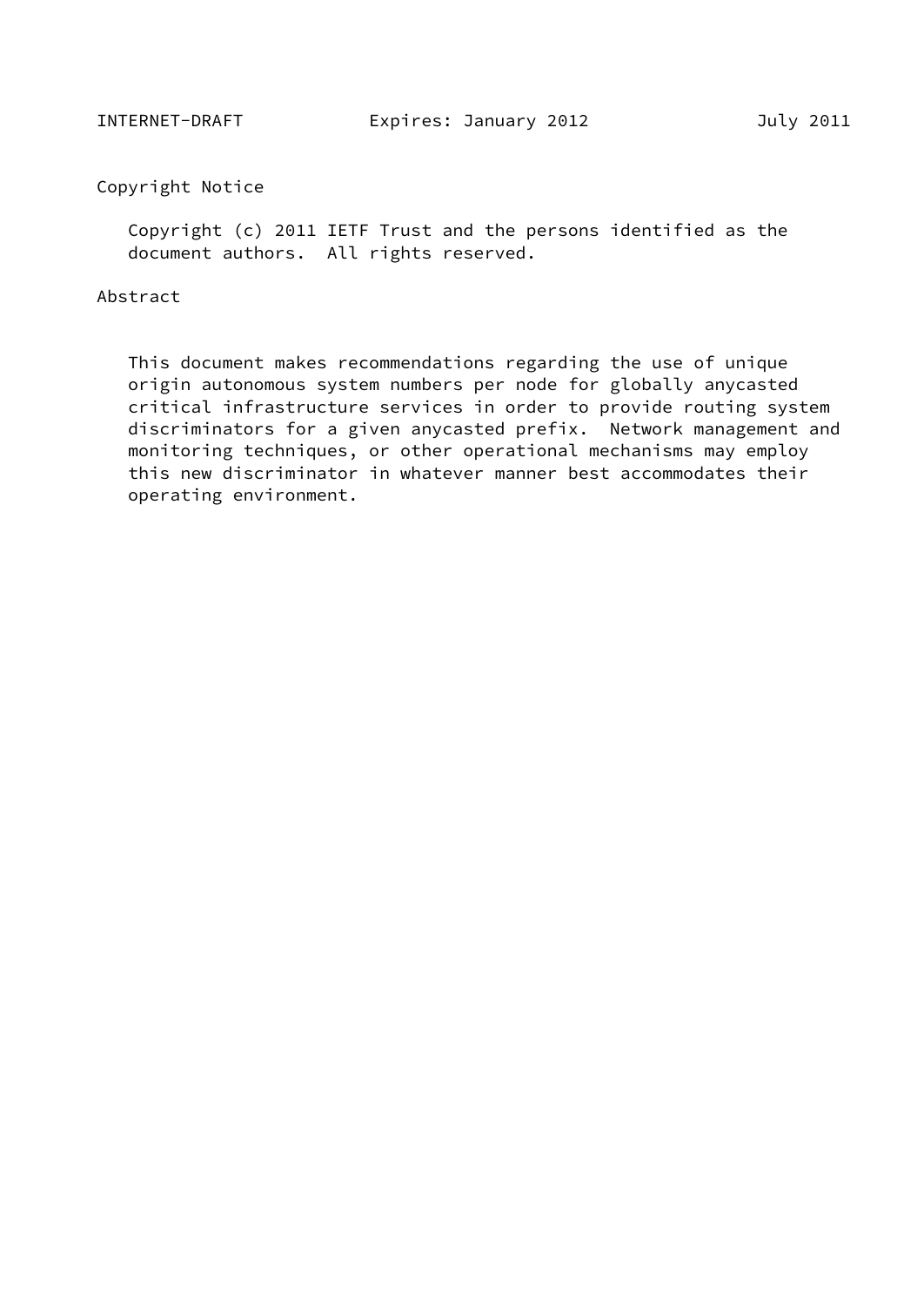## Copyright Notice

Copyright (c) 2011 IETF Trust and the persons identified as the document authors. All rights reserved.

## Abstract

This document makes recommendations regarding the use of unique origin autonomous system numbers per node for globally anycasted critical infrastructure services in order to provide routing system discriminators for a given anycasted prefix. Network management and monitoring techniques, or other operational mechanisms may employ this new discriminator in whatever manner best accommodates their operating environment.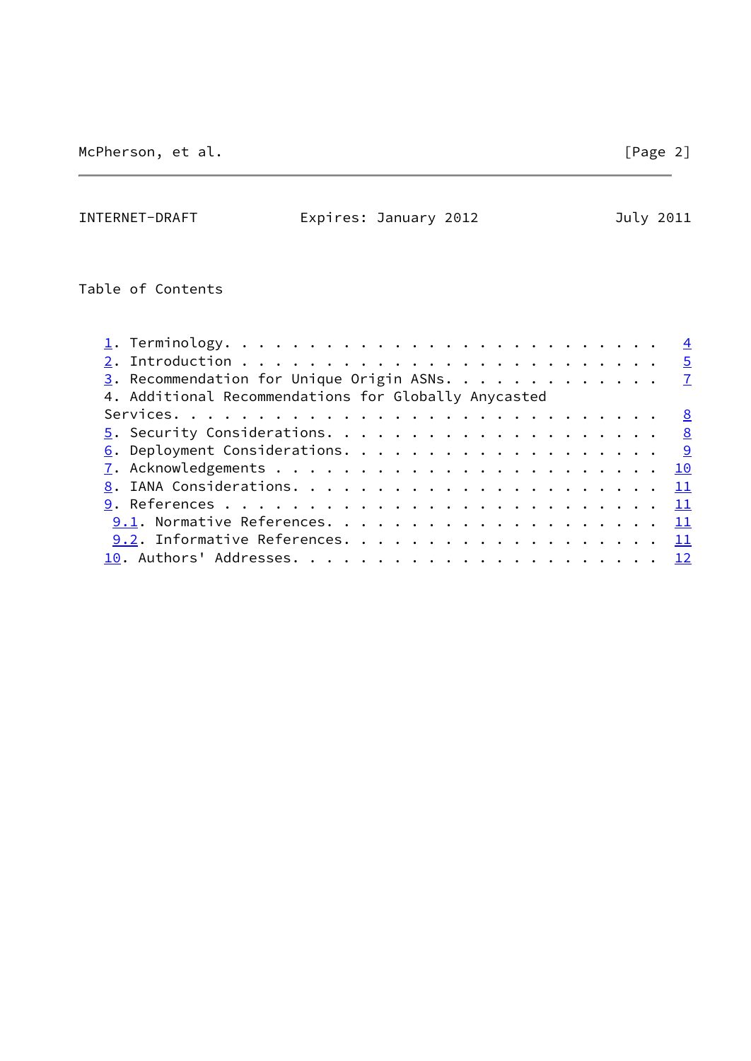Table of Contents

1. Terminology. . . . . . . . . . . . . . . . . . . . . . . . . 4
2. Introduction . . . . . . . . . . . . . . . . . . . . . . . . 5
3. Recommendation for Unique Origin ASNs. . . . . . . . . . . . 7
4. Additional Recommendations for Globally Anycasted Services. . . . . . . . . . . . . . . . . . . . . . . . . . . 8
5. Security Considerations. . . . . . . . . . . . . . . . . . . 8
6. Deployment Considerations. . . . . . . . . . . . . . . . . . 9
7. Acknowledgements . . . . . . . . . . . . . . . . . . . . . . 10
8. IANA Considerations. . . . . . . . . . . . . . . . . . . . . 11
9. References . . . . . . . . . . . . . . . . . . . . . . . . . 11
   9.1. Normative References. . . . . . . . . . . . . . . . . . . 11
   9.2. Informative References. . . . . . . . . . . . . . . . . . 11
10. Authors' Addresses. . . . . . . . . . . . . . . . . . . . . 12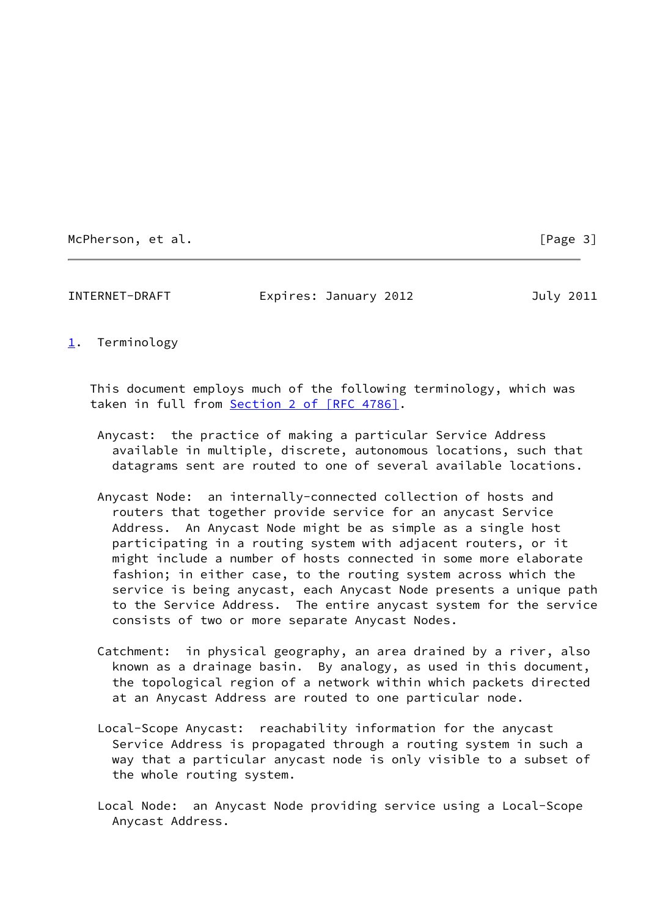## 1. Terminology

This document employs much of the following terminology, which was taken in full from Section 2 of [RFC 4786].

Anycast: the practice of making a particular Service Address available in multiple, discrete, autonomous locations, such that datagrams sent are routed to one of several available locations.

Anycast Node: an internally-connected collection of hosts and routers that together provide service for an anycast Service Address. An Anycast Node might be as simple as a single host participating in a routing system with adjacent routers, or it might include a number of hosts connected in some more elaborate fashion; in either case, to the routing system across which the service is being anycast, each Anycast Node presents a unique path to the Service Address. The entire anycast system for the service consists of two or more separate Anycast Nodes.

Catchment: in physical geography, an area drained by a river, also known as a drainage basin. By analogy, as used in this document, the topological region of a network within which packets directed at an Anycast Address are routed to one particular node.

Local-Scope Anycast: reachability information for the anycast Service Address is propagated through a routing system in such a way that a particular anycast node is only visible to a subset of the whole routing system.

Local Node: an Anycast Node providing service using a Local-Scope Anycast Address.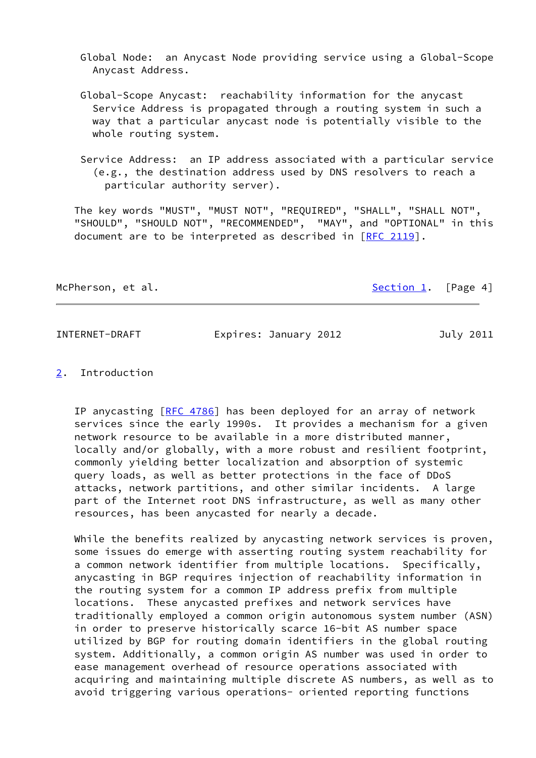Global Node: an Anycast Node providing service using a Global-Scope Anycast Address.

Global-Scope Anycast: reachability information for the anycast Service Address is propagated through a routing system in such a way that a particular anycast node is potentially visible to the whole routing system.

Service Address: an IP address associated with a particular service (e.g., the destination address used by DNS resolvers to reach a particular authority server).

The key words "MUST", "MUST NOT", "REQUIRED", "SHALL", "SHALL NOT", "SHOULD", "SHOULD NOT", "RECOMMENDED", "MAY", and "OPTIONAL" in this document are to be interpreted as described in [RFC 2119].

## 2. Introduction

IP anycasting [RFC 4786] has been deployed for an array of network services since the early 1990s. It provides a mechanism for a given network resource to be available in a more distributed manner, locally and/or globally, with a more robust and resilient footprint, commonly yielding better localization and absorption of systemic query loads, as well as better protections in the face of DDoS attacks, network partitions, and other similar incidents. A large part of the Internet root DNS infrastructure, as well as many other resources, has been anycasted for nearly a decade.

While the benefits realized by anycasting network services is proven, some issues do emerge with asserting routing system reachability for a common network identifier from multiple locations. Specifically, anycasting in BGP requires injection of reachability information in the routing system for a common IP address prefix from multiple locations. These anycasted prefixes and network services have traditionally employed a common origin autonomous system number (ASN) in order to preserve historically scarce 16-bit AS number space utilized by BGP for routing domain identifiers in the global routing system. Additionally, a common origin AS number was used in order to ease management overhead of resource operations associated with acquiring and maintaining multiple discrete AS numbers, as well as to avoid triggering various operations- oriented reporting functions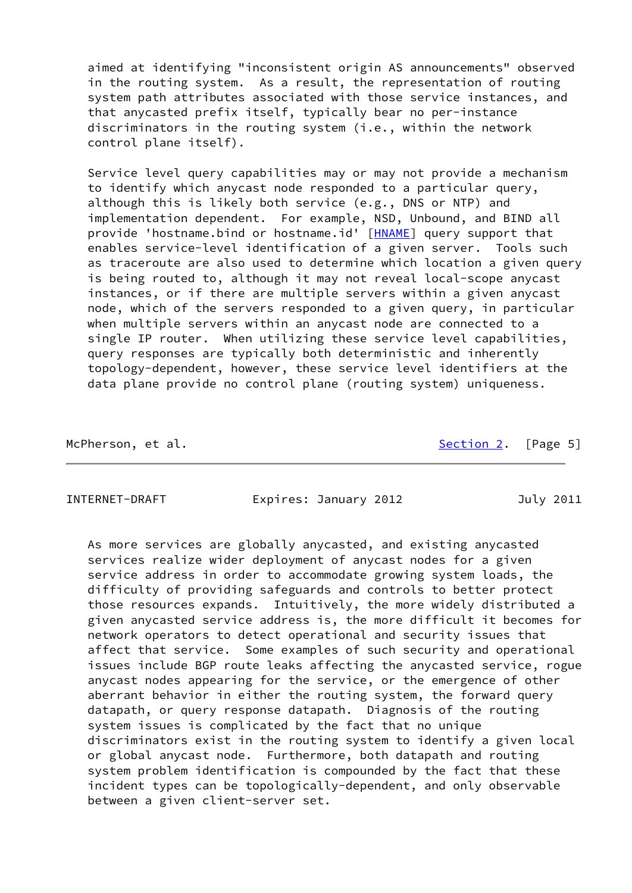aimed at identifying "inconsistent origin AS announcements" observed in the routing system. As a result, the representation of routing system path attributes associated with those service instances, and that anycasted prefix itself, typically bear no per-instance discriminators in the routing system (i.e., within the network control plane itself).

Service level query capabilities may or may not provide a mechanism to identify which anycast node responded to a particular query, although this is likely both service (e.g., DNS or NTP) and implementation dependent. For example, NSD, Unbound, and BIND all provide 'hostname.bind or hostname.id' [HNAME] query support that enables service-level identification of a given server. Tools such as traceroute are also used to determine which location a given query is being routed to, although it may not reveal local-scope anycast instances, or if there are multiple servers within a given anycast node, which of the servers responded to a given query, in particular when multiple servers within an anycast node are connected to a single IP router. When utilizing these service level capabilities, query responses are typically both deterministic and inherently topology-dependent, however, these service level identifiers at the data plane provide no control plane (routing system) uniqueness.

As more services are globally anycasted, and existing anycasted services realize wider deployment of anycast nodes for a given service address in order to accommodate growing system loads, the difficulty of providing safeguards and controls to better protect those resources expands. Intuitively, the more widely distributed a given anycasted service address is, the more difficult it becomes for network operators to detect operational and security issues that affect that service. Some examples of such security and operational issues include BGP route leaks affecting the anycasted service, rogue anycast nodes appearing for the service, or the emergence of other aberrant behavior in either the routing system, the forward query datapath, or query response datapath. Diagnosis of the routing system issues is complicated by the fact that no unique discriminators exist in the routing system to identify a given local or global anycast node. Furthermore, both datapath and routing system problem identification is compounded by the fact that these incident types can be topologically-dependent, and only observable between a given client-server set.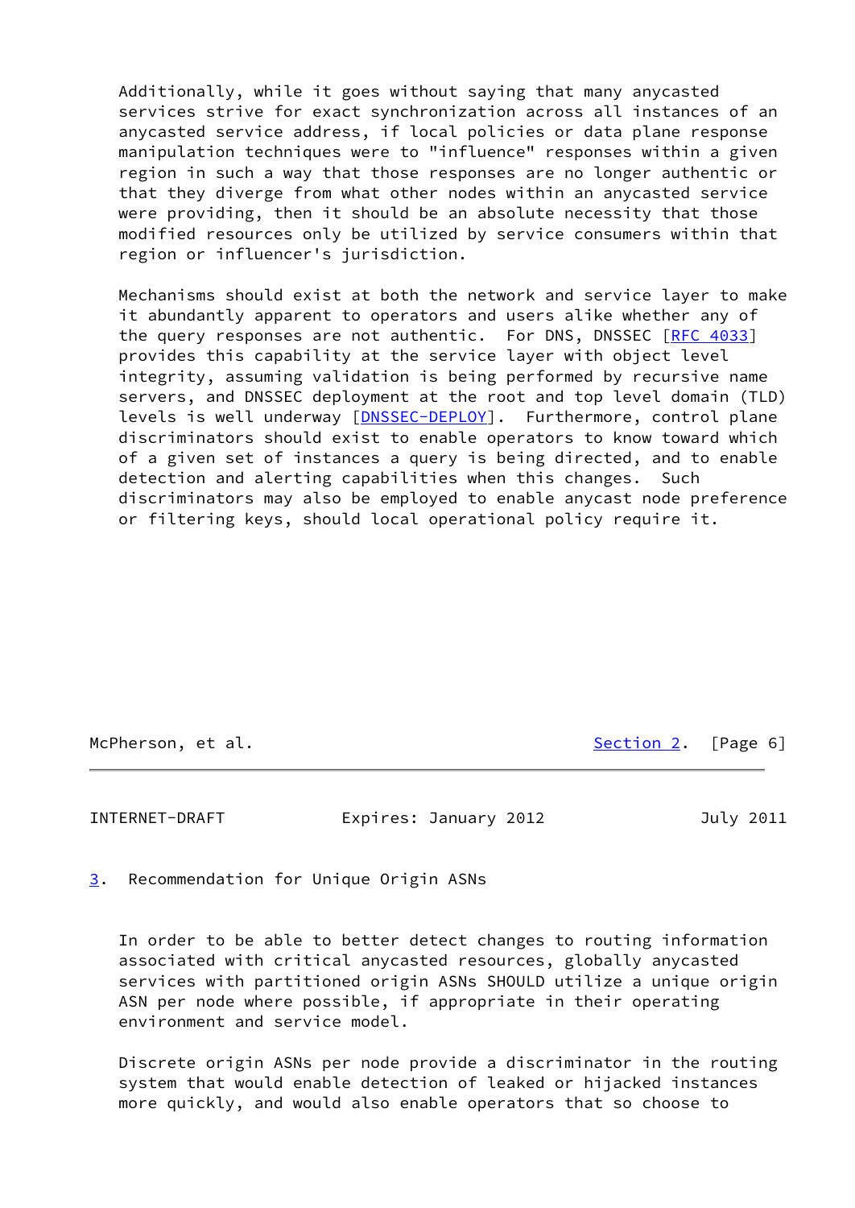Additionally, while it goes without saying that many anycasted services strive for exact synchronization across all instances of an anycasted service address, if local policies or data plane response manipulation techniques were to "influence" responses within a given region in such a way that those responses are no longer authentic or that they diverge from what other nodes within an anycasted service were providing, then it should be an absolute necessity that those modified resources only be utilized by service consumers within that region or influencer's jurisdiction.

Mechanisms should exist at both the network and service layer to make it abundantly apparent to operators and users alike whether any of the query responses are not authentic. For DNS, DNSSEC [RFC 4033] provides this capability at the service layer with object level integrity, assuming validation is being performed by recursive name servers, and DNSSEC deployment at the root and top level domain (TLD) levels is well underway [DNSSEC-DEPLOY]. Furthermore, control plane discriminators should exist to enable operators to know toward which of a given set of instances a query is being directed, and to enable detection and alerting capabilities when this changes. Such discriminators may also be employed to enable anycast node preference or filtering keys, should local operational policy require it.

## 3. Recommendation for Unique Origin ASNs

In order to be able to better detect changes to routing information associated with critical anycasted resources, globally anycasted services with partitioned origin ASNs SHOULD utilize a unique origin ASN per node where possible, if appropriate in their operating environment and service model.

Discrete origin ASNs per node provide a discriminator in the routing system that would enable detection of leaked or hijacked instances more quickly, and would also enable operators that so choose to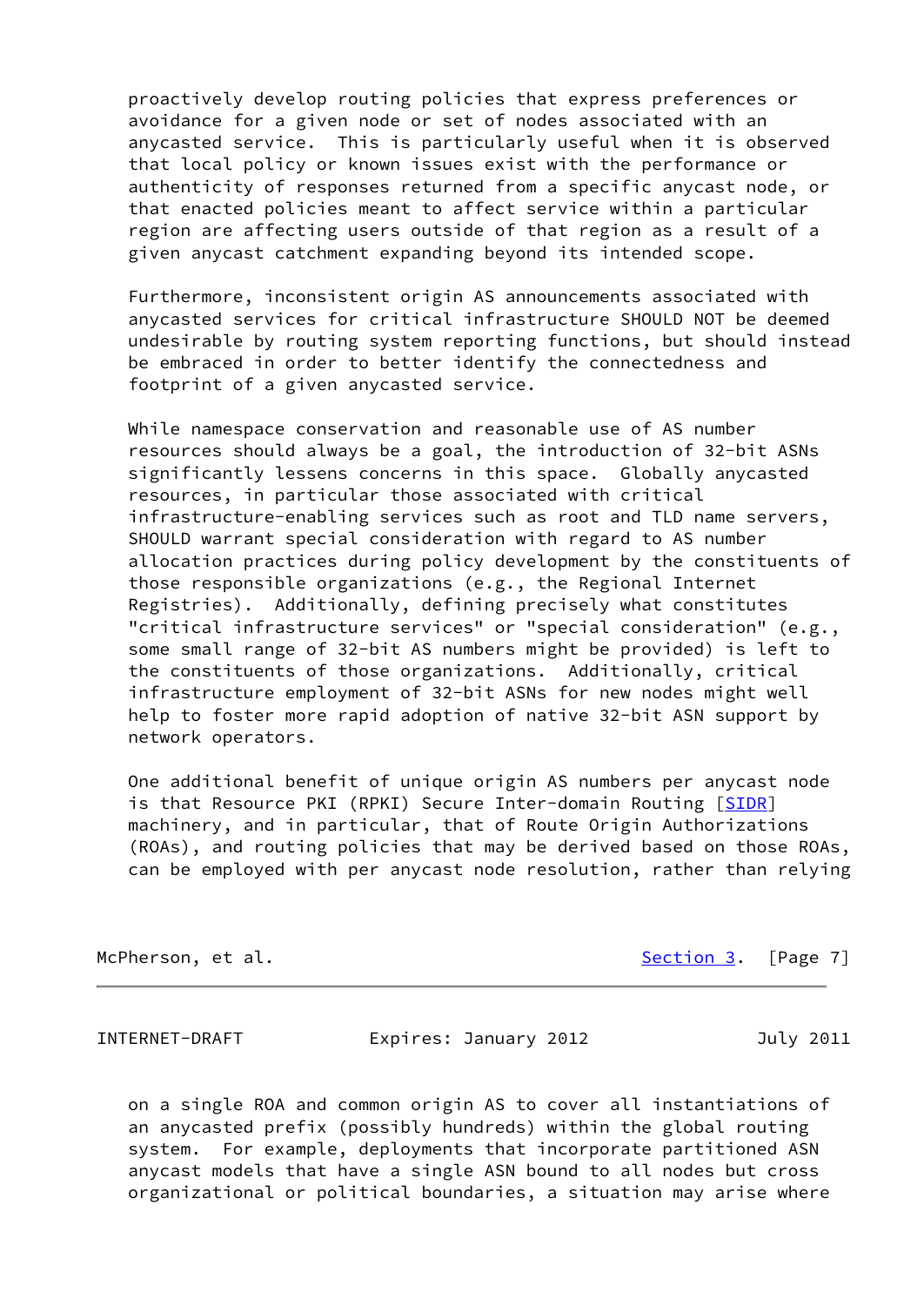proactively develop routing policies that express preferences or avoidance for a given node or set of nodes associated with an anycasted service. This is particularly useful when it is observed that local policy or known issues exist with the performance or authenticity of responses returned from a specific anycast node, or that enacted policies meant to affect service within a particular region are affecting users outside of that region as a result of a given anycast catchment expanding beyond its intended scope.

Furthermore, inconsistent origin AS announcements associated with anycasted services for critical infrastructure SHOULD NOT be deemed undesirable by routing system reporting functions, but should instead be embraced in order to better identify the connectedness and footprint of a given anycasted service.

While namespace conservation and reasonable use of AS number resources should always be a goal, the introduction of 32-bit ASNs significantly lessens concerns in this space. Globally anycasted resources, in particular those associated with critical infrastructure-enabling services such as root and TLD name servers, SHOULD warrant special consideration with regard to AS number allocation practices during policy development by the constituents of those responsible organizations (e.g., the Regional Internet Registries). Additionally, defining precisely what constitutes "critical infrastructure services" or "special consideration" (e.g., some small range of 32-bit AS numbers might be provided) is left to the constituents of those organizations. Additionally, critical infrastructure employment of 32-bit ASNs for new nodes might well help to foster more rapid adoption of native 32-bit ASN support by network operators.

One additional benefit of unique origin AS numbers per anycast node is that Resource PKI (RPKI) Secure Inter-domain Routing [SIDR] machinery, and in particular, that of Route Origin Authorizations (ROAs), and routing policies that may be derived based on those ROAs, can be employed with per anycast node resolution, rather than relying on a single ROA and common origin AS to cover all instantiations of an anycasted prefix (possibly hundreds) within the global routing system. For example, deployments that incorporate partitioned ASN anycast models that have a single ASN bound to all nodes but cross organizational or political boundaries, a situation may arise where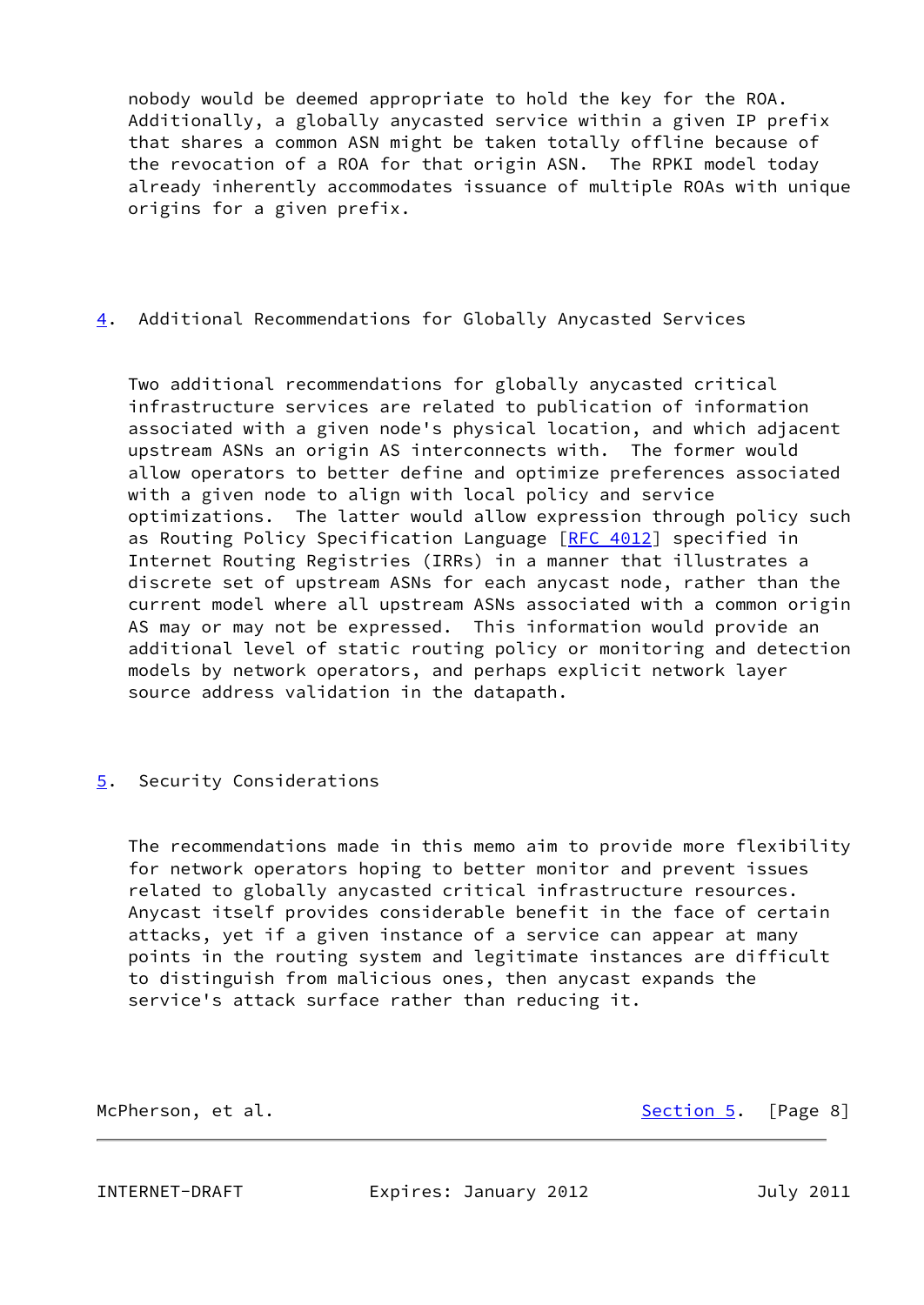nobody would be deemed appropriate to hold the key for the ROA. Additionally, a globally anycasted service within a given IP prefix that shares a common ASN might be taken totally offline because of the revocation of a ROA for that origin ASN. The RPKI model today already inherently accommodates issuance of multiple ROAs with unique origins for a given prefix.

## 4. Additional Recommendations for Globally Anycasted Services

Two additional recommendations for globally anycasted critical infrastructure services are related to publication of information associated with a given node's physical location, and which adjacent upstream ASNs an origin AS interconnects with. The former would allow operators to better define and optimize preferences associated with a given node to align with local policy and service optimizations. The latter would allow expression through policy such as Routing Policy Specification Language [RFC 4012] specified in Internet Routing Registries (IRRs) in a manner that illustrates a discrete set of upstream ASNs for each anycast node, rather than the current model where all upstream ASNs associated with a common origin AS may or may not be expressed. This information would provide an additional level of static routing policy or monitoring and detection models by network operators, and perhaps explicit network layer source address validation in the datapath.

## 5. Security Considerations

The recommendations made in this memo aim to provide more flexibility for network operators hoping to better monitor and prevent issues related to globally anycasted critical infrastructure resources. Anycast itself provides considerable benefit in the face of certain attacks, yet if a given instance of a service can appear at many points in the routing system and legitimate instances are difficult to distinguish from malicious ones, then anycast expands the service's attack surface rather than reducing it.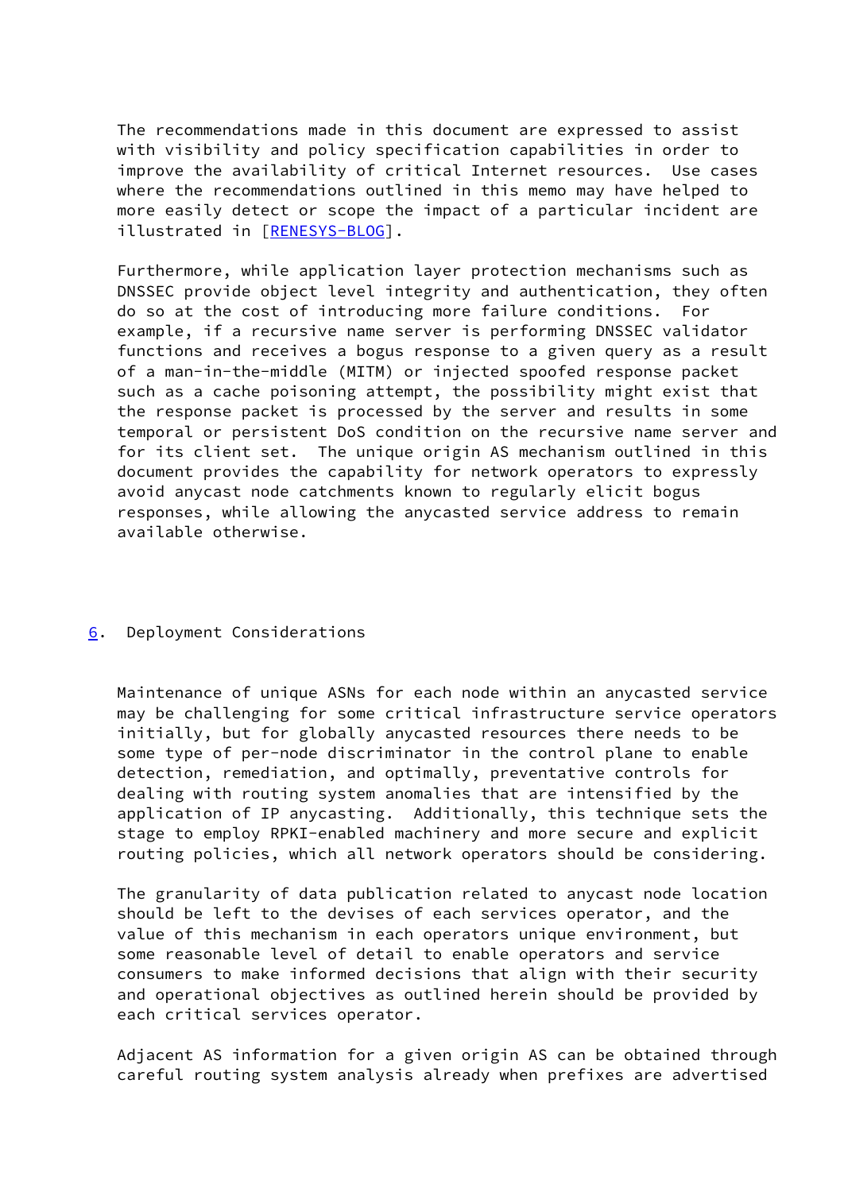The recommendations made in this document are expressed to assist with visibility and policy specification capabilities in order to improve the availability of critical Internet resources. Use cases where the recommendations outlined in this memo may have helped to more easily detect or scope the impact of a particular incident are illustrated in [RENESYS-BLOG].

Furthermore, while application layer protection mechanisms such as DNSSEC provide object level integrity and authentication, they often do so at the cost of introducing more failure conditions. For example, if a recursive name server is performing DNSSEC validator functions and receives a bogus response to a given query as a result of a man-in-the-middle (MITM) or injected spoofed response packet such as a cache poisoning attempt, the possibility might exist that the response packet is processed by the server and results in some temporal or persistent DoS condition on the recursive name server and for its client set. The unique origin AS mechanism outlined in this document provides the capability for network operators to expressly avoid anycast node catchments known to regularly elicit bogus responses, while allowing the anycasted service address to remain available otherwise.

## 6. Deployment Considerations

Maintenance of unique ASNs for each node within an anycasted service may be challenging for some critical infrastructure service operators initially, but for globally anycasted resources there needs to be some type of per-node discriminator in the control plane to enable detection, remediation, and optimally, preventative controls for dealing with routing system anomalies that are intensified by the application of IP anycasting. Additionally, this technique sets the stage to employ RPKI-enabled machinery and more secure and explicit routing policies, which all network operators should be considering.

The granularity of data publication related to anycast node location should be left to the devises of each services operator, and the value of this mechanism in each operators unique environment, but some reasonable level of detail to enable operators and service consumers to make informed decisions that align with their security and operational objectives as outlined herein should be provided by each critical services operator.

Adjacent AS information for a given origin AS can be obtained through careful routing system analysis already when prefixes are advertised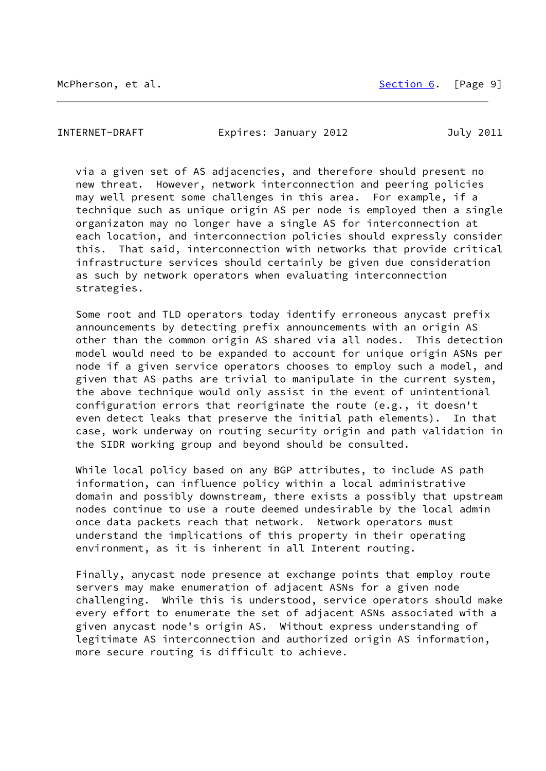via a given set of AS adjacencies, and therefore should present no new threat. However, network interconnection and peering policies may well present some challenges in this area. For example, if a technique such as unique origin AS per node is employed then a single organizaton may no longer have a single AS for interconnection at each location, and interconnection policies should expressly consider this. That said, interconnection with networks that provide critical infrastructure services should certainly be given due consideration as such by network operators when evaluating interconnection strategies.

Some root and TLD operators today identify erroneous anycast prefix announcements by detecting prefix announcements with an origin AS other than the common origin AS shared via all nodes. This detection model would need to be expanded to account for unique origin ASNs per node if a given service operators chooses to employ such a model, and given that AS paths are trivial to manipulate in the current system, the above technique would only assist in the event of unintentional configuration errors that reoriginate the route (e.g., it doesn't even detect leaks that preserve the initial path elements). In that case, work underway on routing security origin and path validation in the SIDR working group and beyond should be consulted.

While local policy based on any BGP attributes, to include AS path information, can influence policy within a local administrative domain and possibly downstream, there exists a possibly that upstream nodes continue to use a route deemed undesirable by the local admin once data packets reach that network. Network operators must understand the implications of this property in their operating environment, as it is inherent in all Interent routing.

Finally, anycast node presence at exchange points that employ route servers may make enumeration of adjacent ASNs for a given node challenging. While this is understood, service operators should make every effort to enumerate the set of adjacent ASNs associated with a given anycast node's origin AS. Without express understanding of legitimate AS interconnection and authorized origin AS information, more secure routing is difficult to achieve.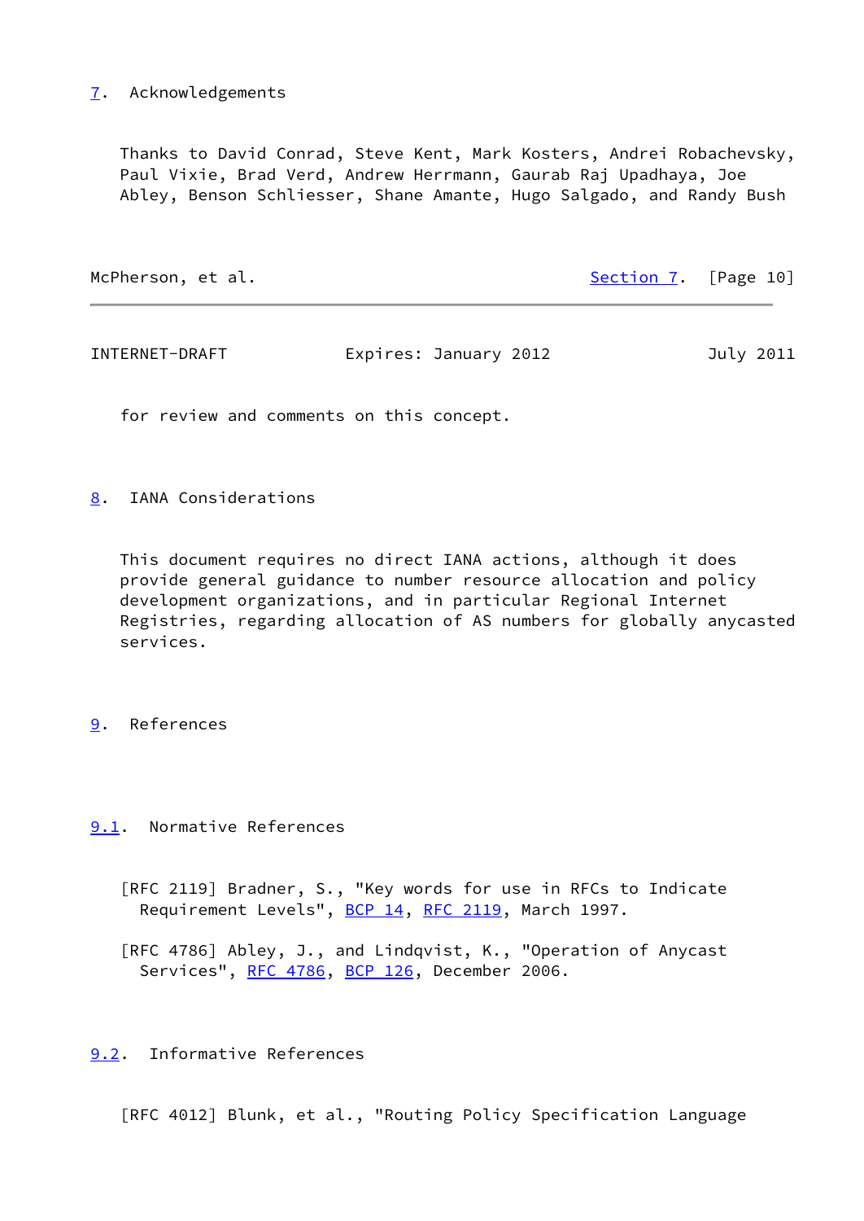## 7. Acknowledgements

Thanks to David Conrad, Steve Kent, Mark Kosters, Andrei Robachevsky, Paul Vixie, Brad Verd, Andrew Herrmann, Gaurab Raj Upadhaya, Joe Abley, Benson Schliesser, Shane Amante, Hugo Salgado, and Randy Bush for review and comments on this concept.

## 8. IANA Considerations

This document requires no direct IANA actions, although it does provide general guidance to number resource allocation and policy development organizations, and in particular Regional Internet Registries, regarding allocation of AS numbers for globally anycasted services.

## 9. References

### 9.1. Normative References

[RFC 2119] Bradner, S., "Key words for use in RFCs to Indicate Requirement Levels", BCP 14, RFC 2119, March 1997.

[RFC 4786] Abley, J., and Lindqvist, K., "Operation of Anycast Services", RFC 4786, BCP 126, December 2006.

### 9.2. Informative References

[RFC 4012] Blunk, et al., "Routing Policy Specification Language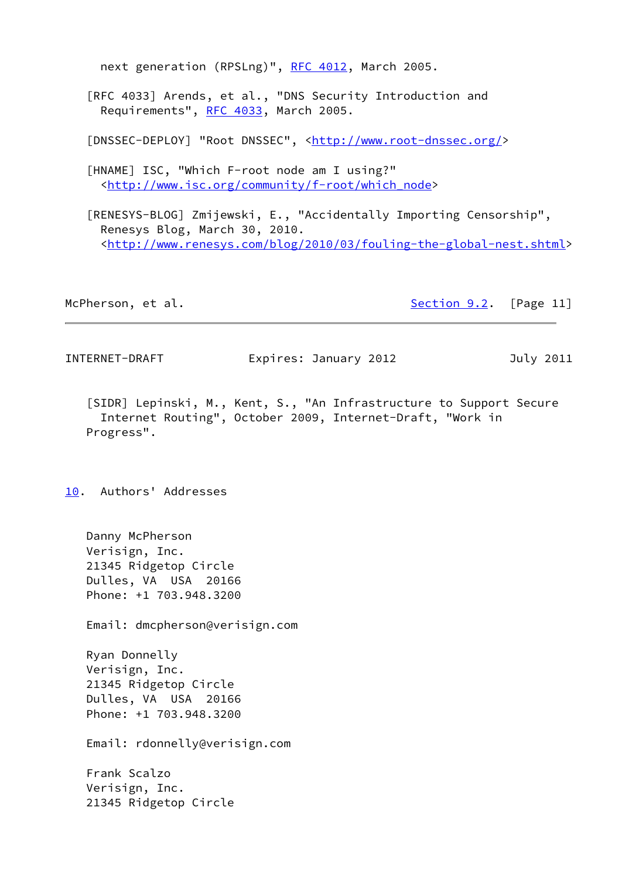next generation (RPSLng)", RFC 4012, March 2005.

[RFC 4033] Arends, et al., "DNS Security Introduction and Requirements", RFC 4033, March 2005.

[DNSSEC-DEPLOY] "Root DNSSEC", <http://www.root-dnssec.org/>

[HNAME] ISC, "Which F-root node am I using?" <http://www.isc.org/community/f-root/which_node>

[RENESYS-BLOG] Zmijewski, E., "Accidentally Importing Censorship", Renesys Blog, March 30, 2010. <http://www.renesys.com/blog/2010/03/fouling-the-global-nest.shtml>

[SIDR] Lepinski, M., Kent, S., "An Infrastructure to Support Secure Internet Routing", October 2009, Internet-Draft, "Work in Progress".

## 10. Authors' Addresses

Danny McPherson
Verisign, Inc.
21345 Ridgetop Circle
Dulles, VA  USA  20166
Phone: +1 703.948.3200

Email: dmcpherson@verisign.com

Ryan Donnelly
Verisign, Inc.
21345 Ridgetop Circle
Dulles, VA  USA  20166
Phone: +1 703.948.3200

Email: rdonnelly@verisign.com

Frank Scalzo
Verisign, Inc.
21345 Ridgetop Circle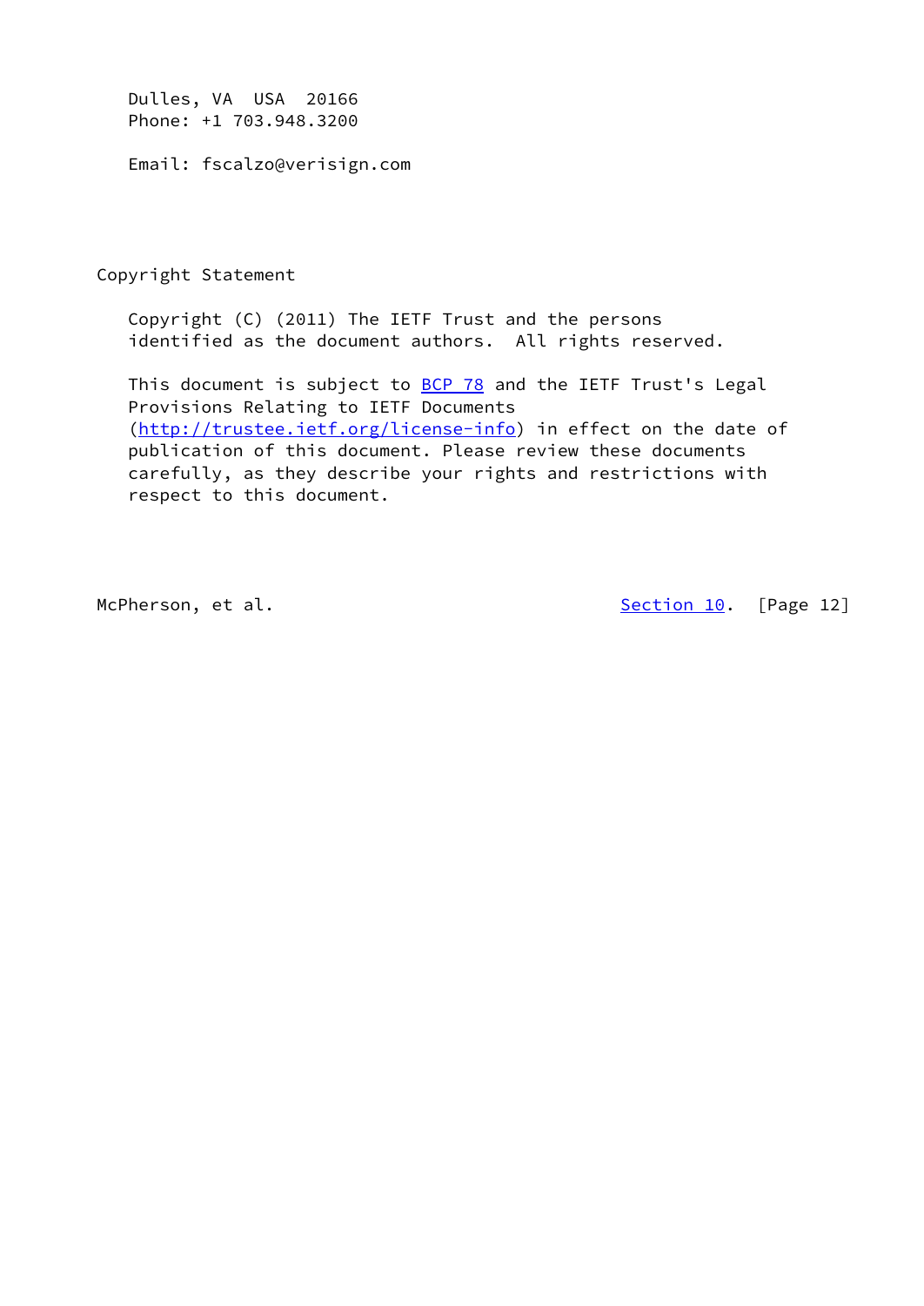Dulles, VA  USA  20166
Phone: +1 703.948.3200

Email: fscalzo@verisign.com

## Copyright Statement

Copyright (C) (2011) The IETF Trust and the persons identified as the document authors.  All rights reserved.

This document is subject to BCP 78 and the IETF Trust's Legal Provisions Relating to IETF Documents (http://trustee.ietf.org/license-info) in effect on the date of publication of this document. Please review these documents carefully, as they describe your rights and restrictions with respect to this document.